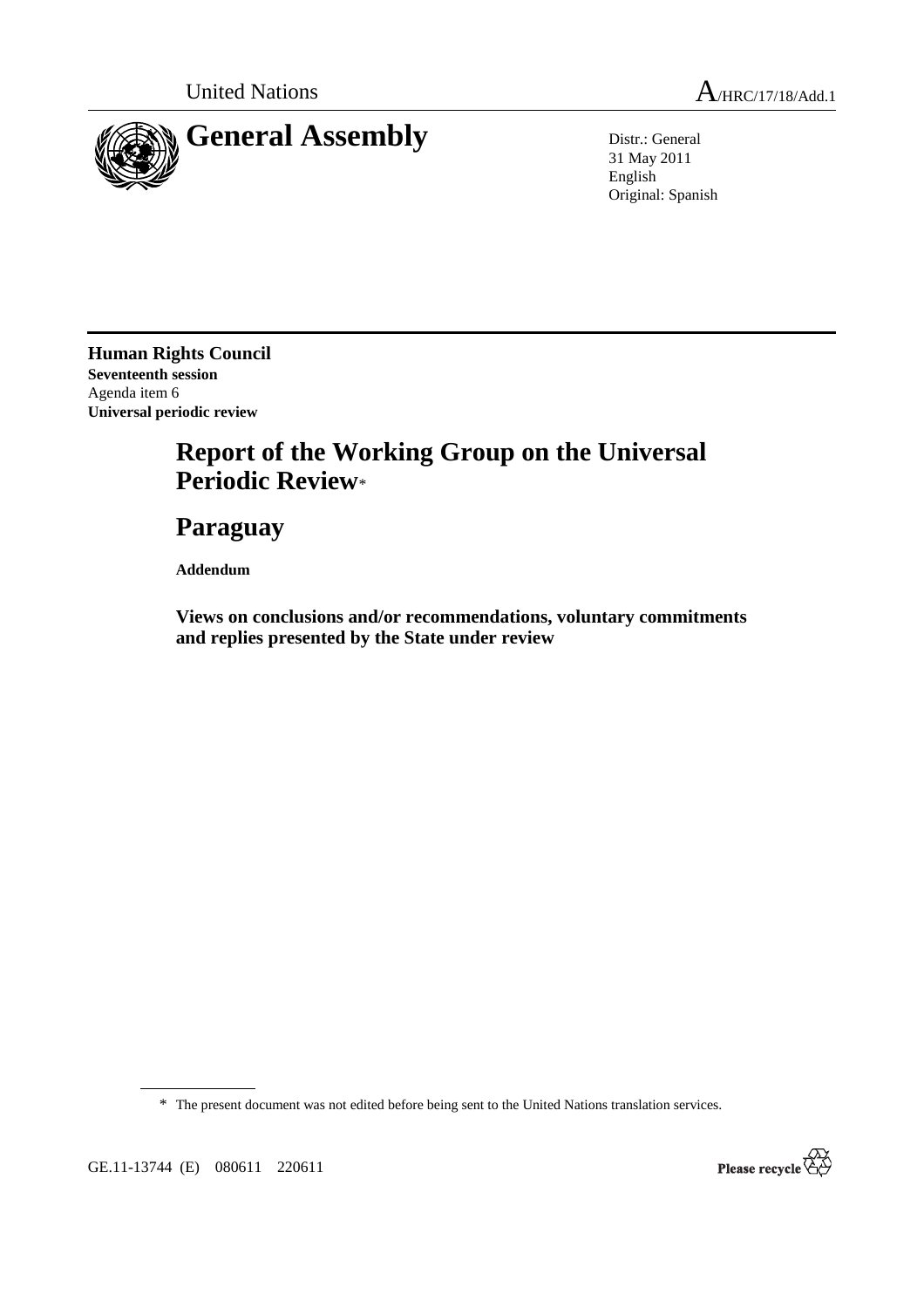United Nations A/HRC/17/18/Add.1

# General Assembly

Distr.: General
31 May 2011
English
Original: Spanish

**Human Rights Council**
**Seventeenth session**
Agenda item 6
**Universal periodic review**

# Report of the Working Group on the Universal Periodic Review*

# Paraguay

**Addendum**

**Views on conclusions and/or recommendations, voluntary commitments and replies presented by the State under review**

\* The present document was not edited before being sent to the United Nations translation services.

GE.11-13744 (E) 080611 220611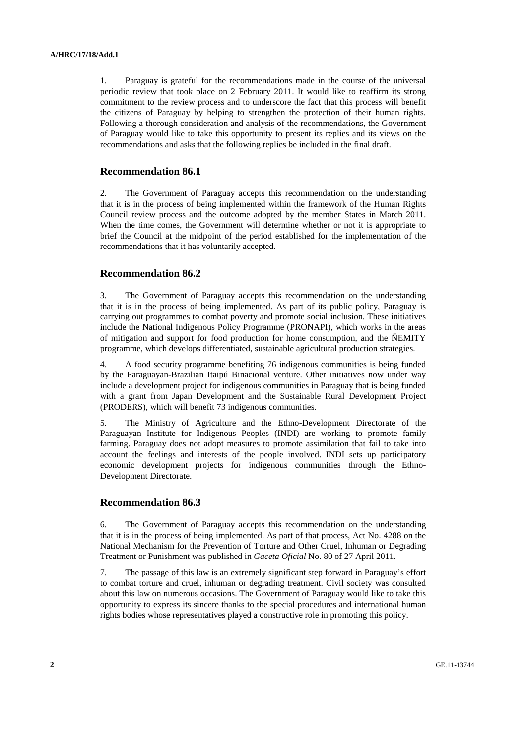1. Paraguay is grateful for the recommendations made in the course of the universal periodic review that took place on 2 February 2011. It would like to reaffirm its strong commitment to the review process and to underscore the fact that this process will benefit the citizens of Paraguay by helping to strengthen the protection of their human rights. Following a thorough consideration and analysis of the recommendations, the Government of Paraguay would like to take this opportunity to present its replies and its views on the recommendations and asks that the following replies be included in the final draft.

## Recommendation 86.1

2. The Government of Paraguay accepts this recommendation on the understanding that it is in the process of being implemented within the framework of the Human Rights Council review process and the outcome adopted by the member States in March 2011. When the time comes, the Government will determine whether or not it is appropriate to brief the Council at the midpoint of the period established for the implementation of the recommendations that it has voluntarily accepted.

## Recommendation 86.2

3. The Government of Paraguay accepts this recommendation on the understanding that it is in the process of being implemented. As part of its public policy, Paraguay is carrying out programmes to combat poverty and promote social inclusion. These initiatives include the National Indigenous Policy Programme (PRONAPI), which works in the areas of mitigation and support for food production for home consumption, and the ÑEMITY programme, which develops differentiated, sustainable agricultural production strategies.

4. A food security programme benefiting 76 indigenous communities is being funded by the Paraguayan-Brazilian Itaipú Binacional venture. Other initiatives now under way include a development project for indigenous communities in Paraguay that is being funded with a grant from Japan Development and the Sustainable Rural Development Project (PRODERS), which will benefit 73 indigenous communities.

5. The Ministry of Agriculture and the Ethno-Development Directorate of the Paraguayan Institute for Indigenous Peoples (INDI) are working to promote family farming. Paraguay does not adopt measures to promote assimilation that fail to take into account the feelings and interests of the people involved. INDI sets up participatory economic development projects for indigenous communities through the Ethno-Development Directorate.

## Recommendation 86.3

6. The Government of Paraguay accepts this recommendation on the understanding that it is in the process of being implemented. As part of that process, Act No. 4288 on the National Mechanism for the Prevention of Torture and Other Cruel, Inhuman or Degrading Treatment or Punishment was published in *Gaceta Oficial* No. 80 of 27 April 2011.

7. The passage of this law is an extremely significant step forward in Paraguay's effort to combat torture and cruel, inhuman or degrading treatment. Civil society was consulted about this law on numerous occasions. The Government of Paraguay would like to take this opportunity to express its sincere thanks to the special procedures and international human rights bodies whose representatives played a constructive role in promoting this policy.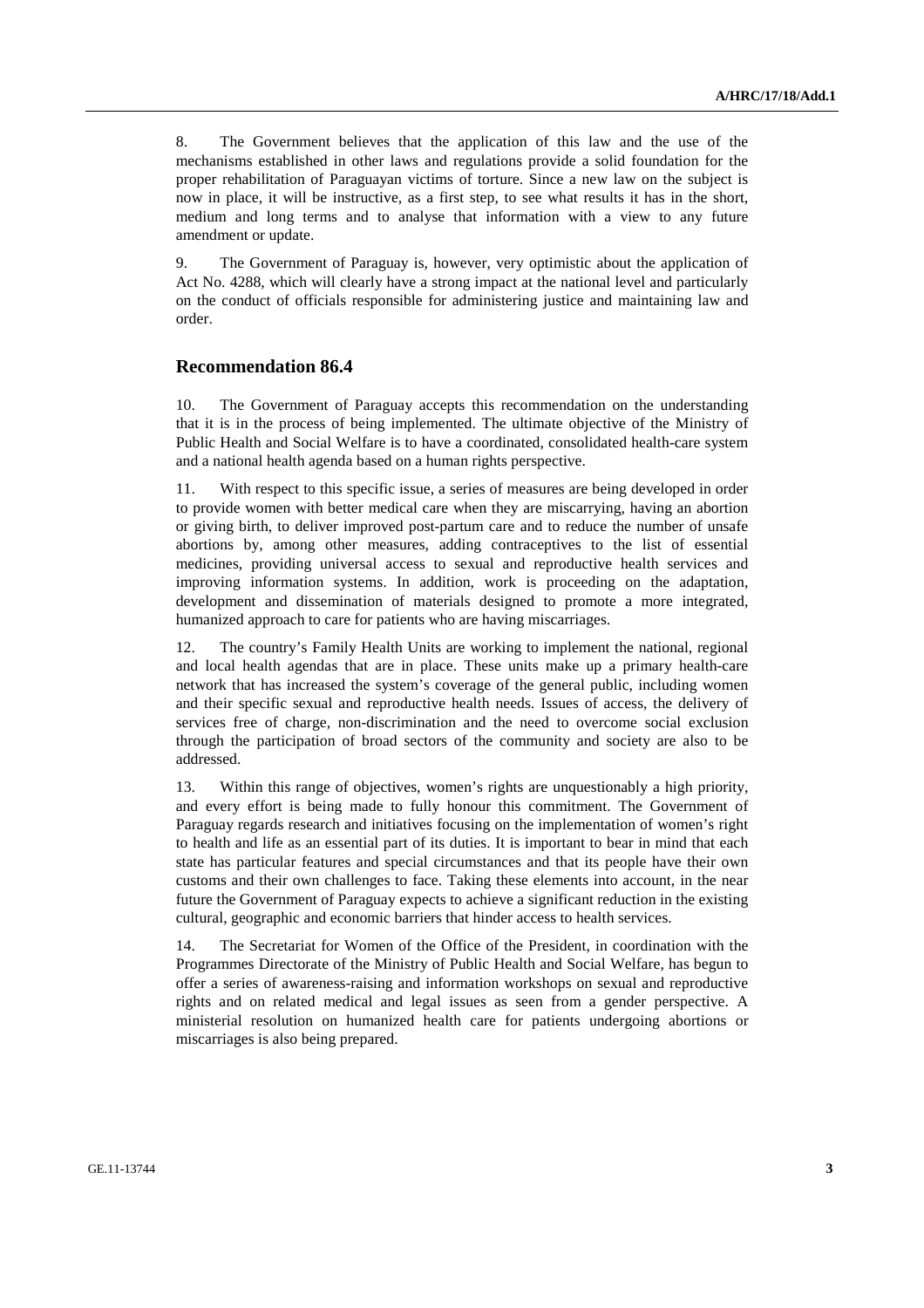8. The Government believes that the application of this law and the use of the mechanisms established in other laws and regulations provide a solid foundation for the proper rehabilitation of Paraguayan victims of torture. Since a new law on the subject is now in place, it will be instructive, as a first step, to see what results it has in the short, medium and long terms and to analyse that information with a view to any future amendment or update.

9. The Government of Paraguay is, however, very optimistic about the application of Act No. 4288, which will clearly have a strong impact at the national level and particularly on the conduct of officials responsible for administering justice and maintaining law and order.

## Recommendation 86.4

10. The Government of Paraguay accepts this recommendation on the understanding that it is in the process of being implemented. The ultimate objective of the Ministry of Public Health and Social Welfare is to have a coordinated, consolidated health-care system and a national health agenda based on a human rights perspective.

11. With respect to this specific issue, a series of measures are being developed in order to provide women with better medical care when they are miscarrying, having an abortion or giving birth, to deliver improved post-partum care and to reduce the number of unsafe abortions by, among other measures, adding contraceptives to the list of essential medicines, providing universal access to sexual and reproductive health services and improving information systems. In addition, work is proceeding on the adaptation, development and dissemination of materials designed to promote a more integrated, humanized approach to care for patients who are having miscarriages.

12. The country's Family Health Units are working to implement the national, regional and local health agendas that are in place. These units make up a primary health-care network that has increased the system's coverage of the general public, including women and their specific sexual and reproductive health needs. Issues of access, the delivery of services free of charge, non-discrimination and the need to overcome social exclusion through the participation of broad sectors of the community and society are also to be addressed.

13. Within this range of objectives, women's rights are unquestionably a high priority, and every effort is being made to fully honour this commitment. The Government of Paraguay regards research and initiatives focusing on the implementation of women's right to health and life as an essential part of its duties. It is important to bear in mind that each state has particular features and special circumstances and that its people have their own customs and their own challenges to face. Taking these elements into account, in the near future the Government of Paraguay expects to achieve a significant reduction in the existing cultural, geographic and economic barriers that hinder access to health services.

14. The Secretariat for Women of the Office of the President, in coordination with the Programmes Directorate of the Ministry of Public Health and Social Welfare, has begun to offer a series of awareness-raising and information workshops on sexual and reproductive rights and on related medical and legal issues as seen from a gender perspective. A ministerial resolution on humanized health care for patients undergoing abortions or miscarriages is also being prepared.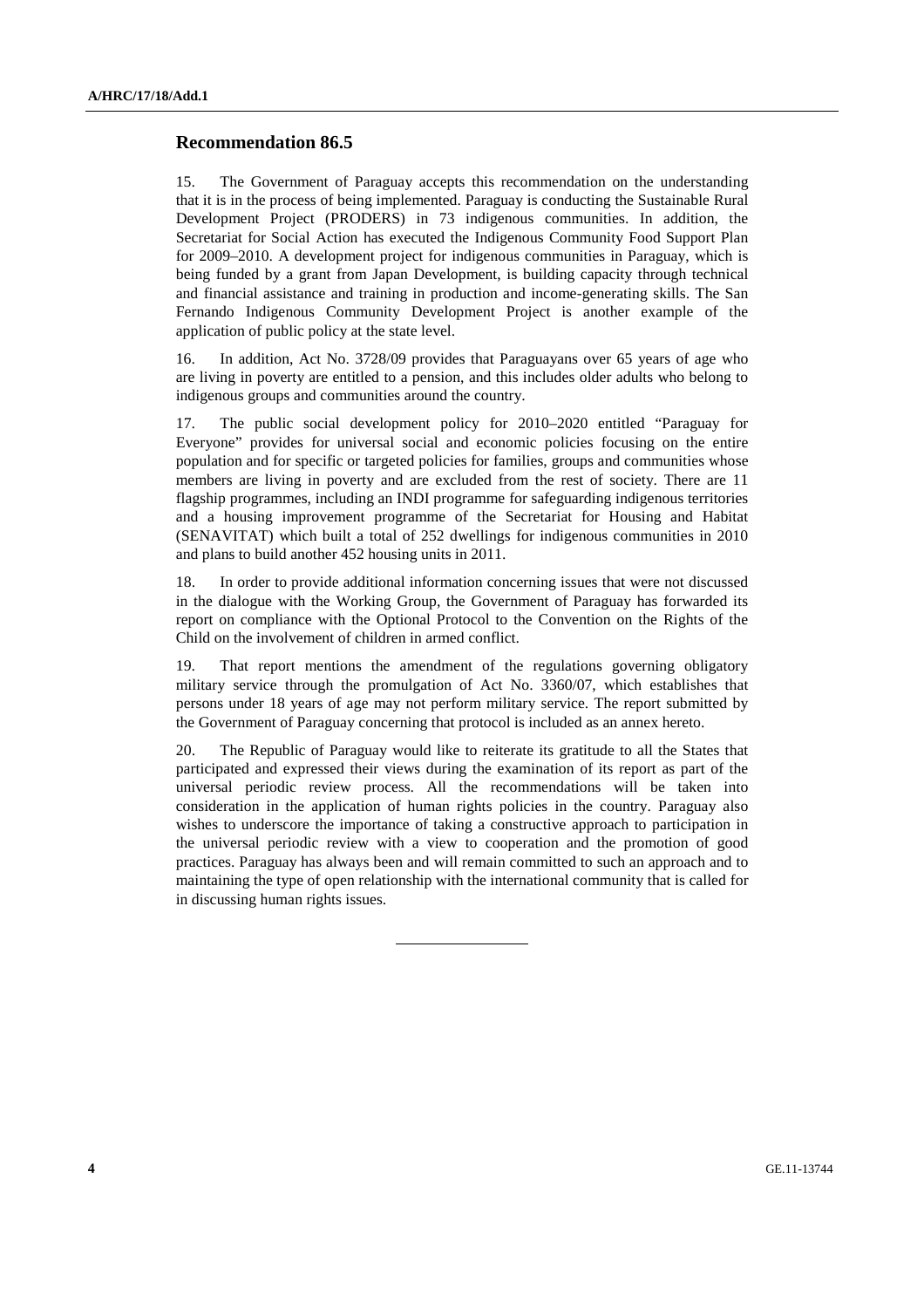## Recommendation 86.5

15. The Government of Paraguay accepts this recommendation on the understanding that it is in the process of being implemented. Paraguay is conducting the Sustainable Rural Development Project (PRODERS) in 73 indigenous communities. In addition, the Secretariat for Social Action has executed the Indigenous Community Food Support Plan for 2009–2010. A development project for indigenous communities in Paraguay, which is being funded by a grant from Japan Development, is building capacity through technical and financial assistance and training in production and income-generating skills. The San Fernando Indigenous Community Development Project is another example of the application of public policy at the state level.

16. In addition, Act No. 3728/09 provides that Paraguayans over 65 years of age who are living in poverty are entitled to a pension, and this includes older adults who belong to indigenous groups and communities around the country.

17. The public social development policy for 2010–2020 entitled "Paraguay for Everyone" provides for universal social and economic policies focusing on the entire population and for specific or targeted policies for families, groups and communities whose members are living in poverty and are excluded from the rest of society. There are 11 flagship programmes, including an INDI programme for safeguarding indigenous territories and a housing improvement programme of the Secretariat for Housing and Habitat (SENAVITAT) which built a total of 252 dwellings for indigenous communities in 2010 and plans to build another 452 housing units in 2011.

18. In order to provide additional information concerning issues that were not discussed in the dialogue with the Working Group, the Government of Paraguay has forwarded its report on compliance with the Optional Protocol to the Convention on the Rights of the Child on the involvement of children in armed conflict.

19. That report mentions the amendment of the regulations governing obligatory military service through the promulgation of Act No. 3360/07, which establishes that persons under 18 years of age may not perform military service. The report submitted by the Government of Paraguay concerning that protocol is included as an annex hereto.

20. The Republic of Paraguay would like to reiterate its gratitude to all the States that participated and expressed their views during the examination of its report as part of the universal periodic review process. All the recommendations will be taken into consideration in the application of human rights policies in the country. Paraguay also wishes to underscore the importance of taking a constructive approach to participation in the universal periodic review with a view to cooperation and the promotion of good practices. Paraguay has always been and will remain committed to such an approach and to maintaining the type of open relationship with the international community that is called for in discussing human rights issues.